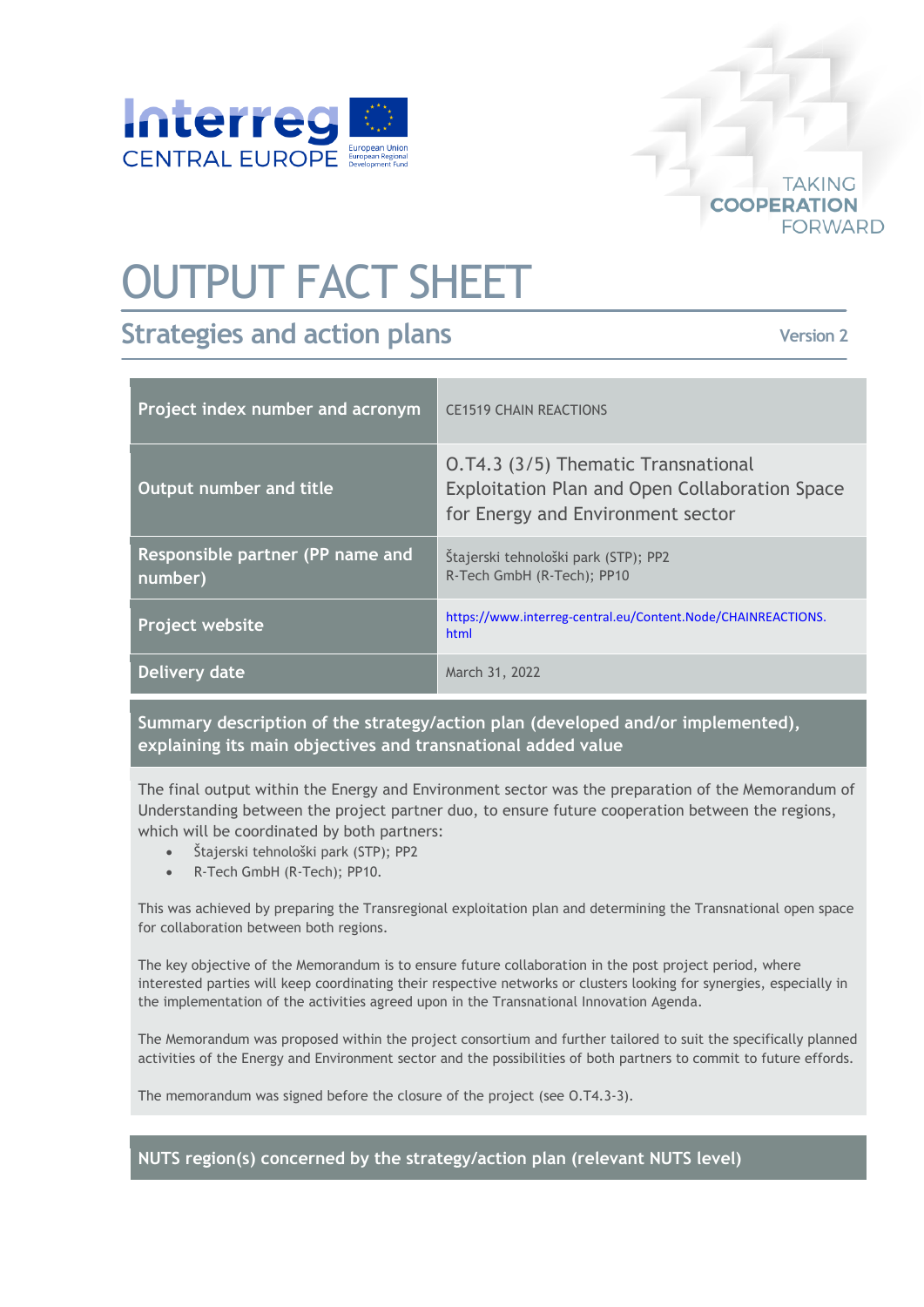# OUTPUT FACT SHEET

## Strategies and action plans

Version 2

| Project index number and acronym | CE1519 CHAIN REACTIONS |
|---|---|
| Output number and title | O.T4.3 (3/5) Thematic Transnational Exploitation Plan and Open Collaboration Space for Energy and Environment sector |
| Responsible partner (PP name and number) | Štajerski tehnološki park (STP); PP2<br>R-Tech GmbH (R-Tech); PP10 |
| Project website | https://www.interreg-central.eu/Content.Node/CHAINREACTIONS.html |
| Delivery date | March 31, 2022 |

**Summary description of the strategy/action plan (developed and/or implemented), explaining its main objectives and transnational added value**

The final output within the Energy and Environment sector was the preparation of the Memorandum of Understanding between the project partner duo, to ensure future cooperation between the regions, which will be coordinated by both partners:

- Štajerski tehnološki park (STP); PP2
- R-Tech GmbH (R-Tech); PP10.

This was achieved by preparing the Transregional exploitation plan and determining the Transnational open space for collaboration between both regions.

The key objective of the Memorandum is to ensure future collaboration in the post project period, where interested parties will keep coordinating their respective networks or clusters looking for synergies, especially in the implementation of the activities agreed upon in the Transnational Innovation Agenda.

The Memorandum was proposed within the project consortium and further tailored to suit the specifically planned activities of the Energy and Environment sector and the possibilities of both partners to commit to future effords.

The memorandum was signed before the closure of the project (see O.T4.3-3).

**NUTS region(s) concerned by the strategy/action plan (relevant NUTS level)**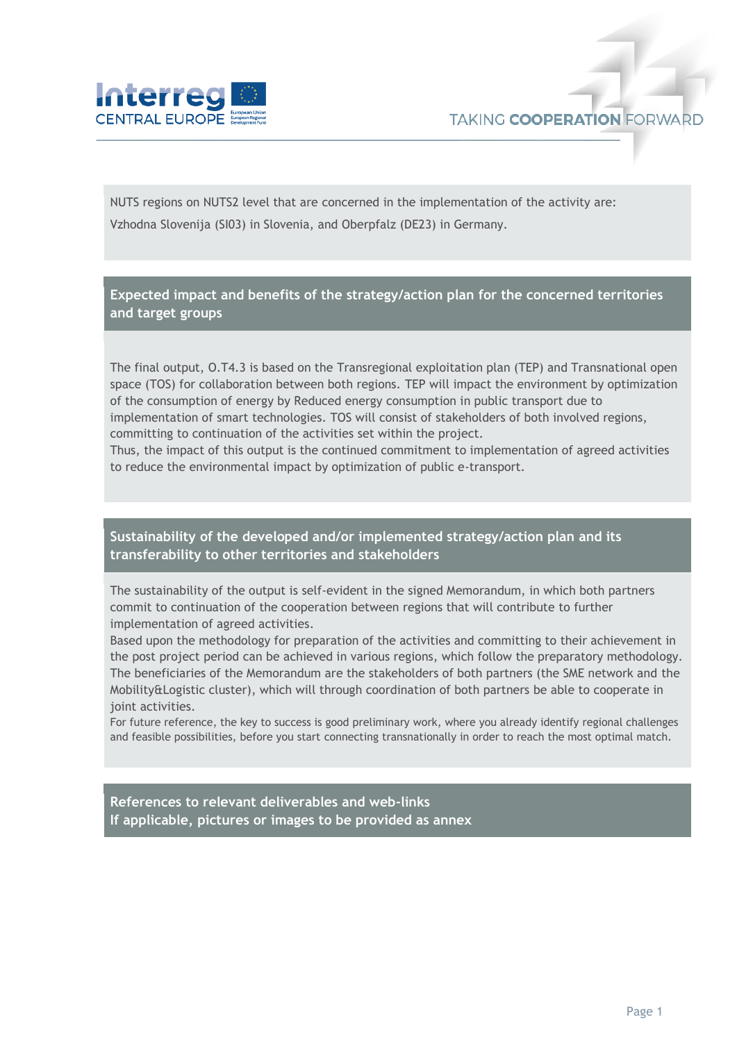NUTS regions on NUTS2 level that are concerned in the implementation of the activity are:

Vzhodna Slovenija (SI03) in Slovenia, and Oberpfalz (DE23) in Germany.

## Expected impact and benefits of the strategy/action plan for the concerned territories and target groups

The final output, O.T4.3 is based on the Transregional exploitation plan (TEP) and Transnational open space (TOS) for collaboration between both regions. TEP will impact the environment by optimization of the consumption of energy by Reduced energy consumption in public transport due to implementation of smart technologies. TOS will consist of stakeholders of both involved regions, committing to continuation of the activities set within the project.

Thus, the impact of this output is the continued commitment to implementation of agreed activities to reduce the environmental impact by optimization of public e-transport.

## Sustainability of the developed and/or implemented strategy/action plan and its transferability to other territories and stakeholders

The sustainability of the output is self-evident in the signed Memorandum, in which both partners commit to continuation of the cooperation between regions that will contribute to further implementation of agreed activities.

Based upon the methodology for preparation of the activities and committing to their achievement in the post project period can be achieved in various regions, which follow the preparatory methodology. The beneficiaries of the Memorandum are the stakeholders of both partners (the SME network and the Mobility&Logistic cluster), which will through coordination of both partners be able to cooperate in joint activities.

For future reference, the key to success is good preliminary work, where you already identify regional challenges and feasible possibilities, before you start connecting transnationally in order to reach the most optimal match.

## References to relevant deliverables and web-links
## If applicable, pictures or images to be provided as annex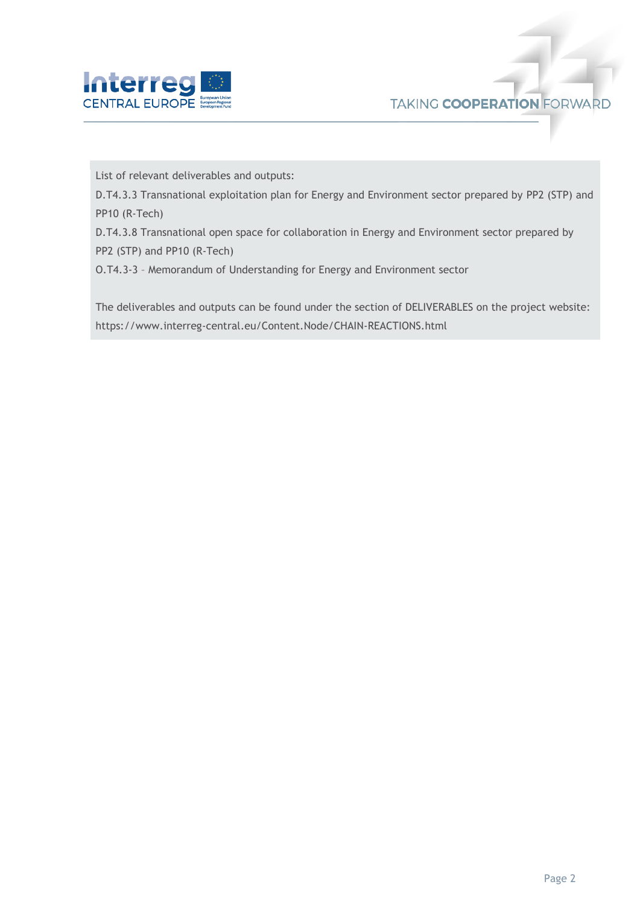List of relevant deliverables and outputs:

D.T4.3.3 Transnational exploitation plan for Energy and Environment sector prepared by PP2 (STP) and PP10 (R-Tech)

D.T4.3.8 Transnational open space for collaboration in Energy and Environment sector prepared by PP2 (STP) and PP10 (R-Tech)

O.T4.3-3 – Memorandum of Understanding for Energy and Environment sector

The deliverables and outputs can be found under the section of DELIVERABLES on the project website: https://www.interreg-central.eu/Content.Node/CHAIN-REACTIONS.html